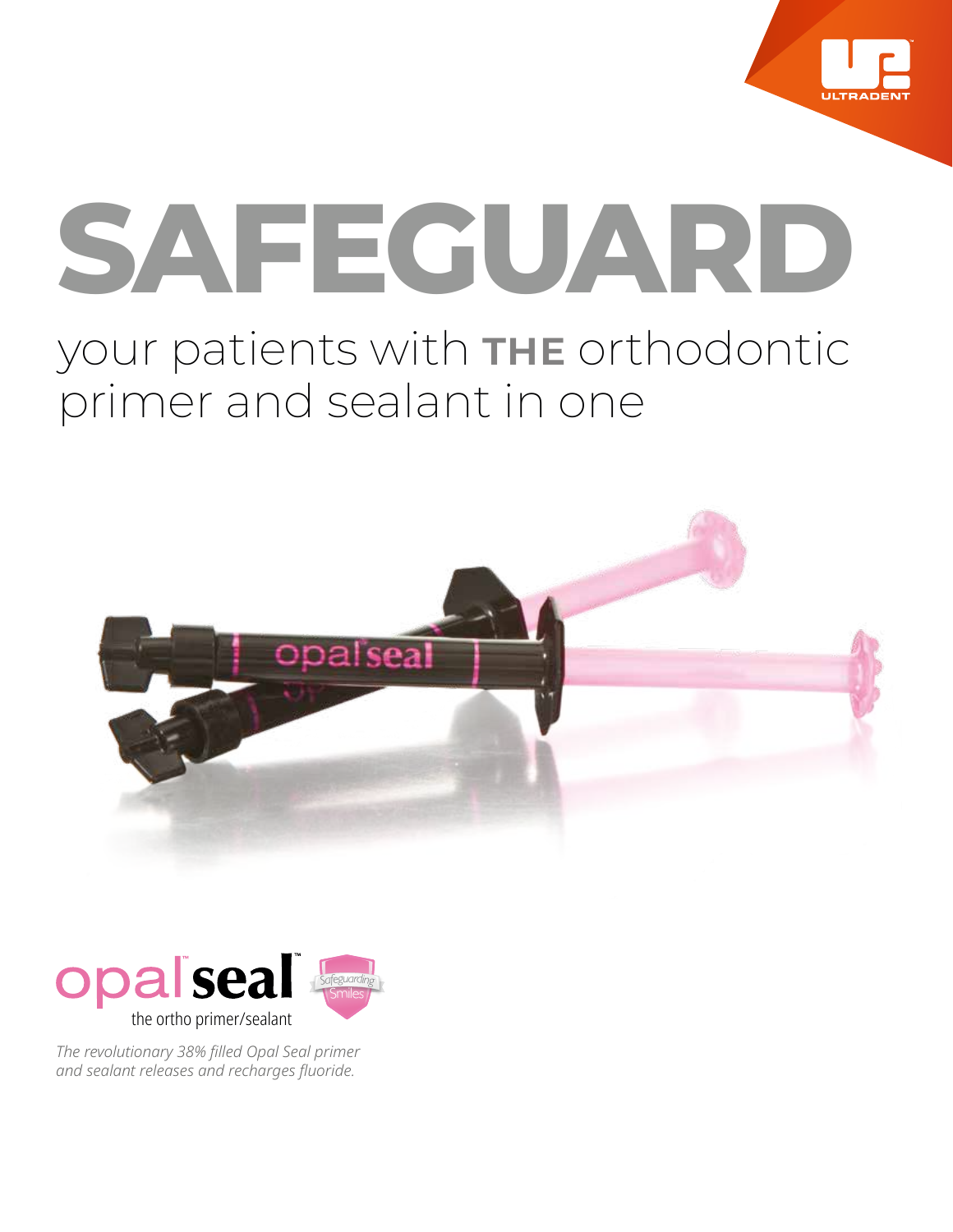# SAFEGUARD

## your patients with **THE** orthodontic primer and sealant in one

**opal seal™**

the ortho primer/sealant

*The revolutionary 38% filled Opal Seal primer and sealant releases and recharges fluoride.*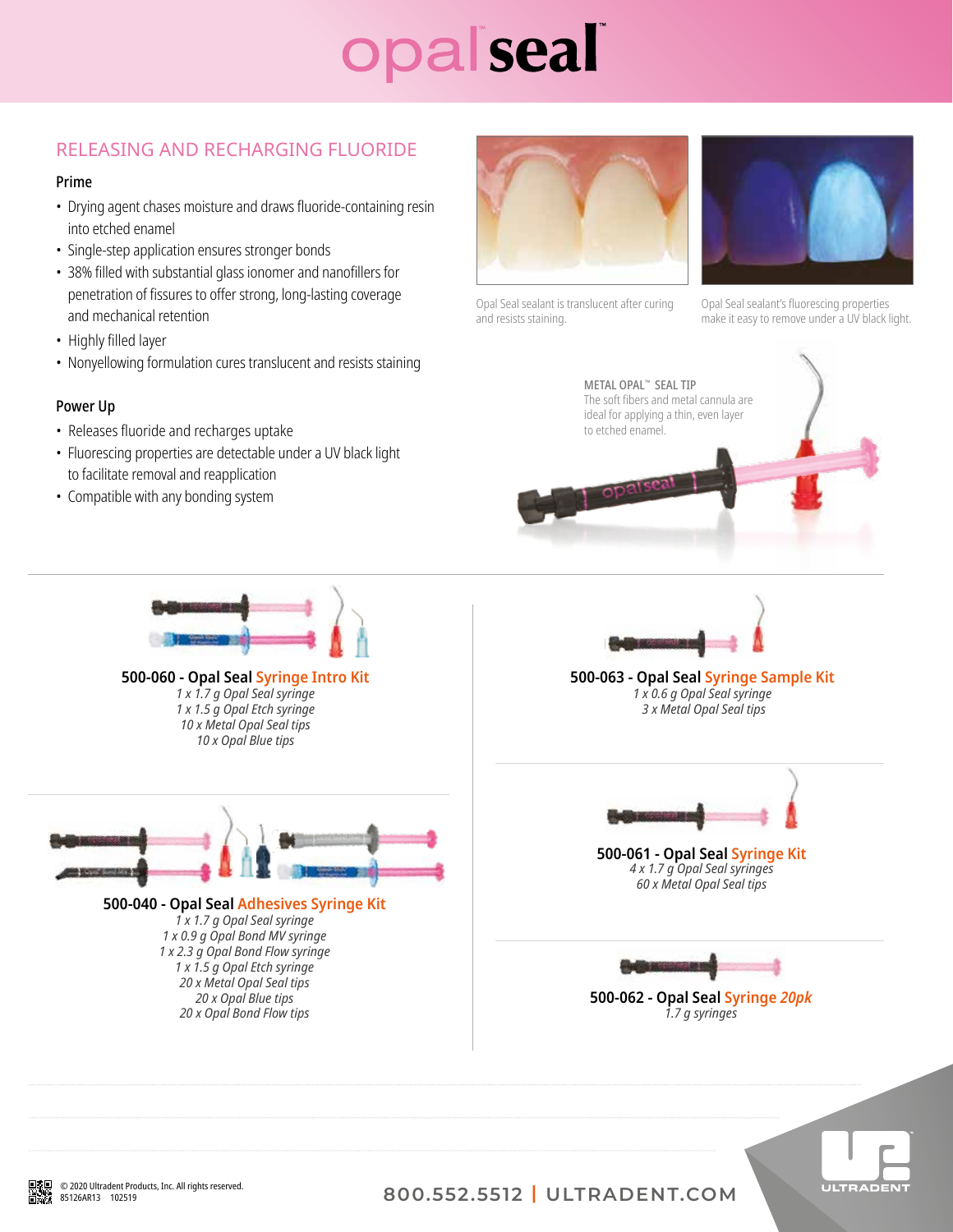# opalseal™

## RELEASING AND RECHARGING FLUORIDE

### Prime

- Drying agent chases moisture and draws fluoride-containing resin into etched enamel
- Single-step application ensures stronger bonds
- 38% filled with substantial glass ionomer and nanofillers for penetration of fissures to offer strong, long-lasting coverage and mechanical retention
- Highly filled layer
- Nonyellowing formulation cures translucent and resists staining

### Power Up

- Releases fluoride and recharges uptake
- Fluorescing properties are detectable under a UV black light to facilitate removal and reapplication
- Compatible with any bonding system

Opal Seal sealant is translucent after curing and resists staining.

Opal Seal sealant's fluorescing properties make it easy to remove under a UV black light.

**METAL OPAL™ SEAL TIP**
The soft fibers and metal cannula are ideal for applying a thin, even layer to etched enamel.

**500-060 - Opal Seal Syringe Intro Kit**
*1 x 1.7 g Opal Seal syringe*
*1 x 1.5 g Opal Etch syringe*
*10 x Metal Opal Seal tips*
*10 x Opal Blue tips*

**500-063 - Opal Seal Syringe Sample Kit**
*1 x 0.6 g Opal Seal syringe*
*3 x Metal Opal Seal tips*

**500-040 - Opal Seal Adhesives Syringe Kit**
*1 x 1.7 g Opal Seal syringe*
*1 x 0.9 g Opal Bond MV syringe*
*1 x 2.3 g Opal Bond Flow syringe*
*1 x 1.5 g Opal Etch syringe*
*20 x Metal Opal Seal tips*
*20 x Opal Blue tips*
*20 x Opal Bond Flow tips*

**500-061 - Opal Seal Syringe Kit**
*4 x 1.7 g Opal Seal syringes*
*60 x Metal Opal Seal tips*

**500-062 - Opal Seal Syringe *20pk***
*1.7 g syringes*

© 2020 Ultradent Products, Inc. All rights reserved.
85126AR13 102519

800.552.5512 | ULTRADENT.COM